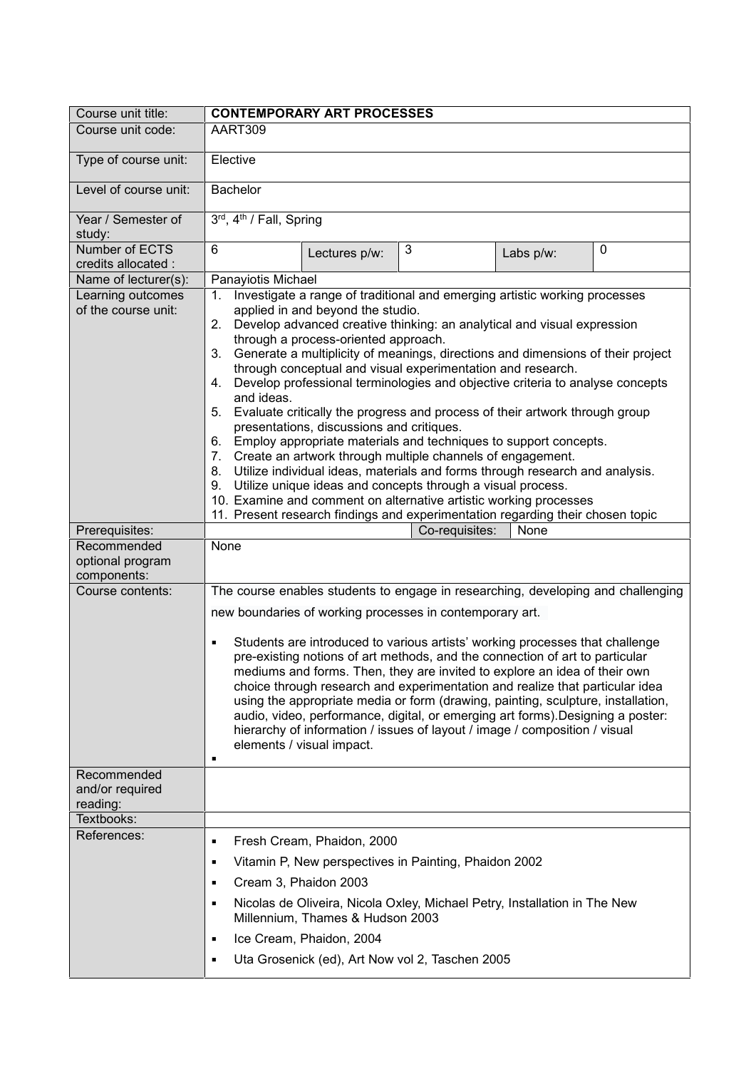| Course unit title: | **CONTEMPORARY ART PROCESSES** | | | | |
|---|---|---|---|---|---|
| Course unit code: | AART309 | | | | |
| Type of course unit: | Elective | | | | |
| Level of course unit: | Bachelor | | | | |
| Year / Semester of study: | 3rd, 4th / Fall, Spring | | | | |
| Number of ECTS credits allocated : | 6 | Lectures p/w: | 3 | Labs p/w: | 0 |
| Name of lecturer(s): | Panayiotis Michael | | | | |
| Learning outcomes of the course unit: | 1. Investigate a range of traditional and emerging artistic working processes applied in and beyond the studio.<br>2. Develop advanced creative thinking: an analytical and visual expression through a process-oriented approach.<br>3. Generate a multiplicity of meanings, directions and dimensions of their project through conceptual and visual experimentation and research.<br>4. Develop professional terminologies and objective criteria to analyse concepts and ideas.<br>5. Evaluate critically the progress and process of their artwork through group presentations, discussions and critiques.<br>6. Employ appropriate materials and techniques to support concepts.<br>7. Create an artwork through multiple channels of engagement.<br>8. Utilize individual ideas, materials and forms through research and analysis.<br>9. Utilize unique ideas and concepts through a visual process.<br>10. Examine and comment on alternative artistic working processes<br>11. Present research findings and experimentation regarding their chosen topic | | | | |
| Prerequisites: | | | Co-requisites: | None | |
| Recommended optional program components: | None | | | | |
| Course contents: | The course enables students to engage in researching, developing and challenging new boundaries of working processes in contemporary art.<br><br>▪ Students are introduced to various artists' working processes that challenge pre-existing notions of art methods, and the connection of art to particular mediums and forms. Then, they are invited to explore an idea of their own choice through research and experimentation and realize that particular idea using the appropriate media or form (drawing, painting, sculpture, installation, audio, video, performance, digital, or emerging art forms).Designing a poster: hierarchy of information / issues of layout / image / composition / visual elements / visual impact.<br>▪ | | | | |
| Recommended and/or required reading: | | | | | |
| Textbooks: | | | | | |
| References: | ▪ Fresh Cream, Phaidon, 2000<br>▪ Vitamin P, New perspectives in Painting, Phaidon 2002<br>▪ Cream 3, Phaidon 2003<br>▪ Nicolas de Oliveira, Nicola Oxley, Michael Petry, Installation in The New Millennium, Thames & Hudson 2003<br>▪ Ice Cream, Phaidon, 2004<br>▪ Uta Grosenick (ed), Art Now vol 2, Taschen 2005 | | | | |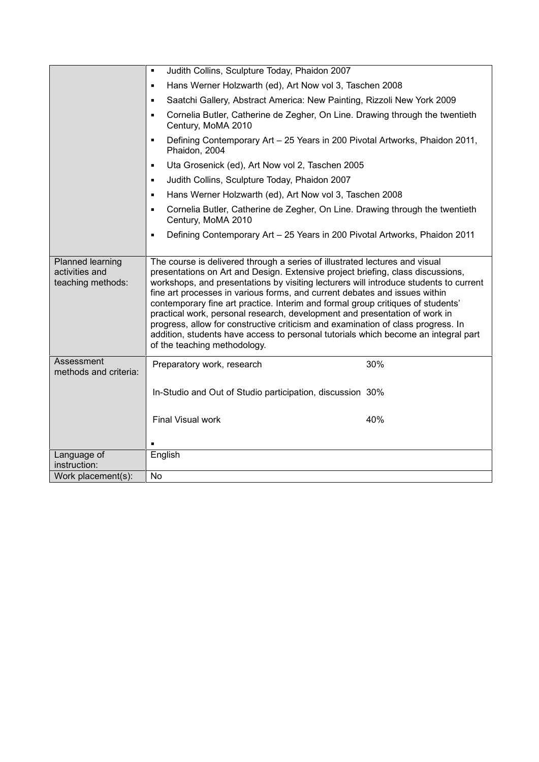| | |
|---|---|
| | ▪ Judith Collins, Sculpture Today, Phaidon 2007<br>▪ Hans Werner Holzwarth (ed), Art Now vol 3, Taschen 2008<br>▪ Saatchi Gallery, Abstract America: New Painting, Rizzoli New York 2009<br>▪ Cornelia Butler, Catherine de Zegher, On Line. Drawing through the twentieth Century, MoMA 2010<br>▪ Defining Contemporary Art – 25 Years in 200 Pivotal Artworks, Phaidon 2011, Phaidon, 2004<br>▪ Uta Grosenick (ed), Art Now vol 2, Taschen 2005<br>▪ Judith Collins, Sculpture Today, Phaidon 2007<br>▪ Hans Werner Holzwarth (ed), Art Now vol 3, Taschen 2008<br>▪ Cornelia Butler, Catherine de Zegher, On Line. Drawing through the twentieth Century, MoMA 2010<br>▪ Defining Contemporary Art – 25 Years in 200 Pivotal Artworks, Phaidon 2011 |
| Planned learning activities and teaching methods: | The course is delivered through a series of illustrated lectures and visual presentations on Art and Design. Extensive project briefing, class discussions, workshops, and presentations by visiting lecturers will introduce students to current fine art processes in various forms, and current debates and issues within contemporary fine art practice. Interim and formal group critiques of students' practical work, personal research, development and presentation of work in progress, allow for constructive criticism and examination of class progress. In addition, students have access to personal tutorials which become an integral part of the teaching methodology. |
| Assessment methods and criteria: | Preparatory work, research 30%<br><br>In-Studio and Out of Studio participation, discussion 30%<br><br>Final Visual work 40%<br><br>▪ |
| Language of instruction: | English |
| Work placement(s): | No |